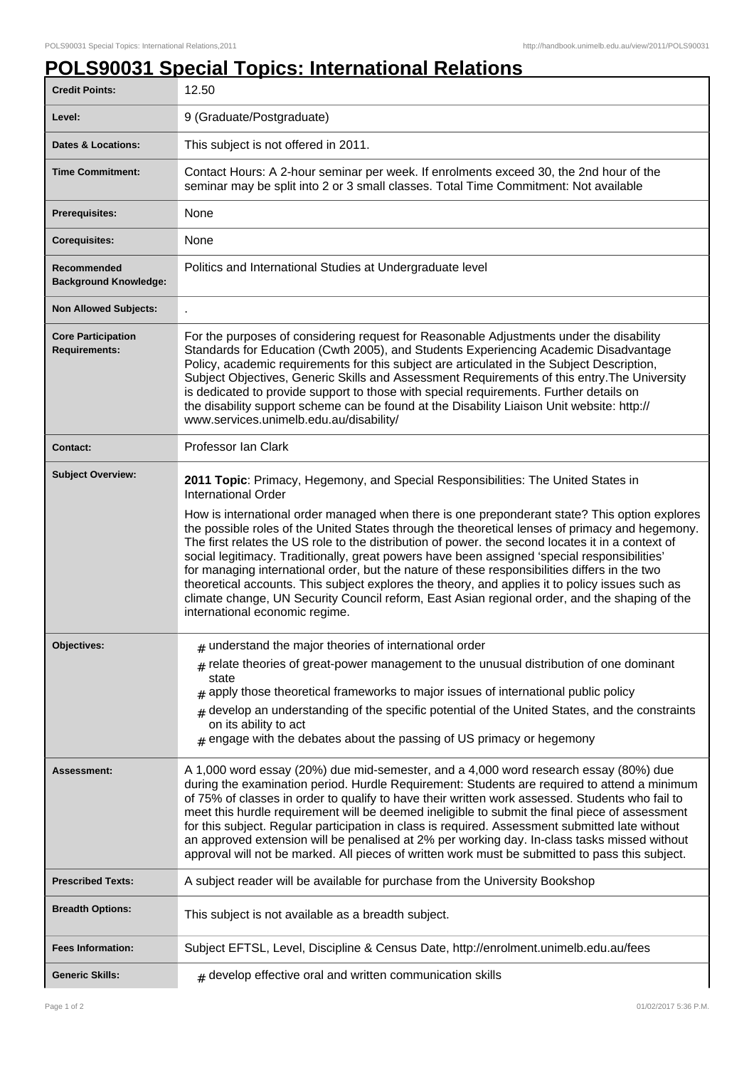# POLS90031 Special Topics: International Relations

| | |
|---|---|
| **Credit Points:** | 12.50 |
| **Level:** | 9 (Graduate/Postgraduate) |
| **Dates & Locations:** | This subject is not offered in 2011. |
| **Time Commitment:** | Contact Hours: A 2-hour seminar per week. If enrolments exceed 30, the 2nd hour of the seminar may be split into 2 or 3 small classes. Total Time Commitment: Not available |
| **Prerequisites:** | None |
| **Corequisites:** | None |
| **Recommended Background Knowledge:** | Politics and International Studies at Undergraduate level |
| **Non Allowed Subjects:** | . |
| **Core Participation Requirements:** | For the purposes of considering request for Reasonable Adjustments under the disability Standards for Education (Cwth 2005), and Students Experiencing Academic Disadvantage Policy, academic requirements for this subject are articulated in the Subject Description, Subject Objectives, Generic Skills and Assessment Requirements of this entry.The University is dedicated to provide support to those with special requirements. Further details on the disability support scheme can be found at the Disability Liaison Unit website: http://www.services.unimelb.edu.au/disability/ |
| **Contact:** | Professor Ian Clark |
| **Subject Overview:** | **2011 Topic**: Primacy, Hegemony, and Special Responsibilities: The United States in International Order<br><br>How is international order managed when there is one preponderant state? This option explores the possible roles of the United States through the theoretical lenses of primacy and hegemony. The first relates the US role to the distribution of power. the second locates it in a context of social legitimacy. Traditionally, great powers have been assigned 'special responsibilities' for managing international order, but the nature of these responsibilities differs in the two theoretical accounts. This subject explores the theory, and applies it to policy issues such as climate change, UN Security Council reform, East Asian regional order, and the shaping of the international economic regime. |
| **Objectives:** | # understand the major theories of international order<br># relate theories of great-power management to the unusual distribution of one dominant state<br># apply those theoretical frameworks to major issues of international public policy<br># develop an understanding of the specific potential of the United States, and the constraints on its ability to act<br># engage with the debates about the passing of US primacy or hegemony |
| **Assessment:** | A 1,000 word essay (20%) due mid-semester, and a 4,000 word research essay (80%) due during the examination period. Hurdle Requirement: Students are required to attend a minimum of 75% of classes in order to qualify to have their written work assessed. Students who fail to meet this hurdle requirement will be deemed ineligible to submit the final piece of assessment for this subject. Regular participation in class is required. Assessment submitted late without an approved extension will be penalised at 2% per working day. In-class tasks missed without approval will not be marked. All pieces of written work must be submitted to pass this subject. |
| **Prescribed Texts:** | A subject reader will be available for purchase from the University Bookshop |
| **Breadth Options:** | This subject is not available as a breadth subject. |
| **Fees Information:** | Subject EFTSL, Level, Discipline & Census Date, http://enrolment.unimelb.edu.au/fees |
| **Generic Skills:** | # develop effective oral and written communication skills |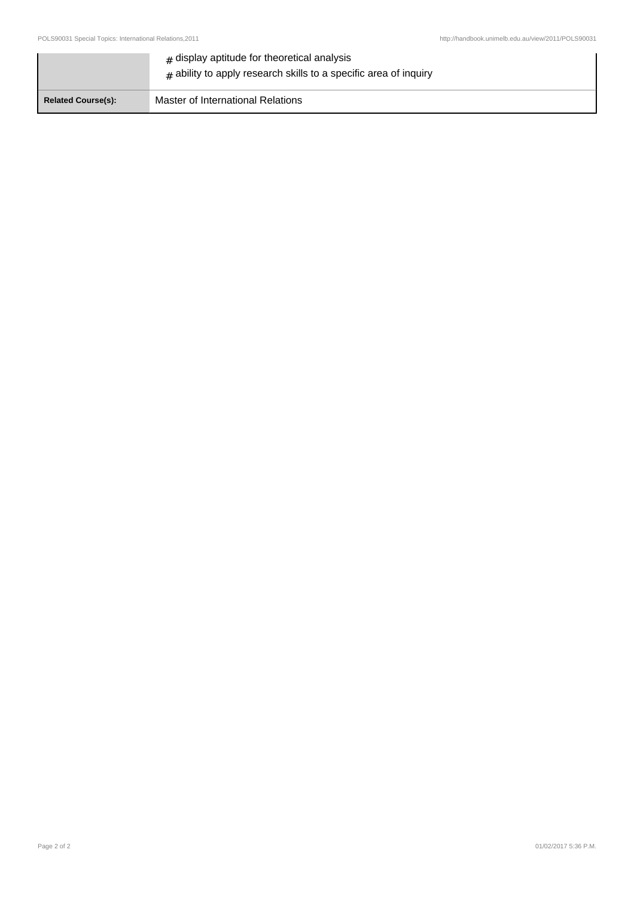| | |
|---|---|
| | # display aptitude for theoretical analysis<br># ability to apply research skills to a specific area of inquiry |
| **Related Course(s):** | Master of International Relations |